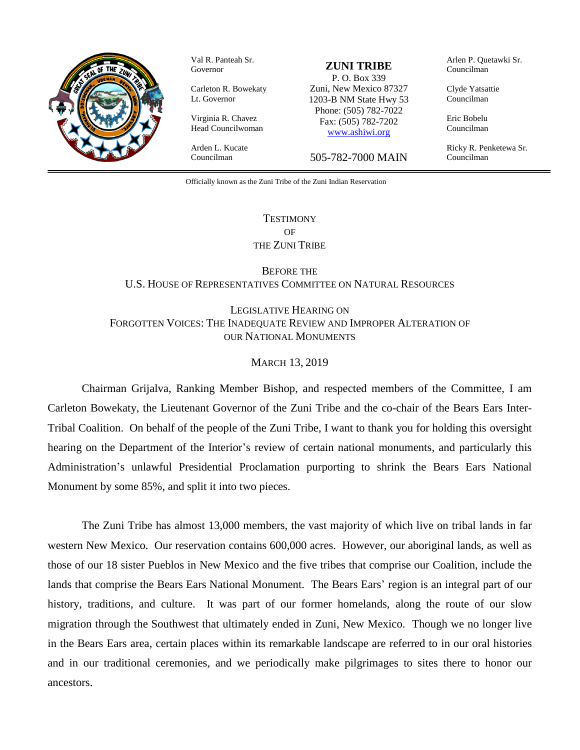Val R. Panteah Sr.
Governor

Carleton R. Bowekaty
Lt. Governor

Virginia R. Chavez
Head Councilwoman

Arden L. Kucate
Councilman

**ZUNI TRIBE**
P. O. Box 339
Zuni, New Mexico 87327
1203-B NM State Hwy 53
Phone: (505) 782-7022
Fax: (505) 782-7202
www.ashiwi.org

505-782-7000 MAIN

Arlen P. Quetawki Sr.
Councilman

Clyde Yatsattie
Councilman

Eric Bobelu
Councilman

Ricky R. Penketewa Sr.
Councilman

Officially known as the Zuni Tribe of the Zuni Indian Reservation

# TESTIMONY OF THE ZUNI TRIBE

## BEFORE THE U.S. HOUSE OF REPRESENTATIVES COMMITTEE ON NATURAL RESOURCES

## LEGISLATIVE HEARING ON FORGOTTEN VOICES: THE INADEQUATE REVIEW AND IMPROPER ALTERATION OF OUR NATIONAL MONUMENTS

MARCH 13, 2019

Chairman Grijalva, Ranking Member Bishop, and respected members of the Committee, I am Carleton Bowekaty, the Lieutenant Governor of the Zuni Tribe and the co-chair of the Bears Ears Inter-Tribal Coalition. On behalf of the people of the Zuni Tribe, I want to thank you for holding this oversight hearing on the Department of the Interior's review of certain national monuments, and particularly this Administration's unlawful Presidential Proclamation purporting to shrink the Bears Ears National Monument by some 85%, and split it into two pieces.

The Zuni Tribe has almost 13,000 members, the vast majority of which live on tribal lands in far western New Mexico. Our reservation contains 600,000 acres. However, our aboriginal lands, as well as those of our 18 sister Pueblos in New Mexico and the five tribes that comprise our Coalition, include the lands that comprise the Bears Ears National Monument. The Bears Ears' region is an integral part of our history, traditions, and culture. It was part of our former homelands, along the route of our slow migration through the Southwest that ultimately ended in Zuni, New Mexico. Though we no longer live in the Bears Ears area, certain places within its remarkable landscape are referred to in our oral histories and in our traditional ceremonies, and we periodically make pilgrimages to sites there to honor our ancestors.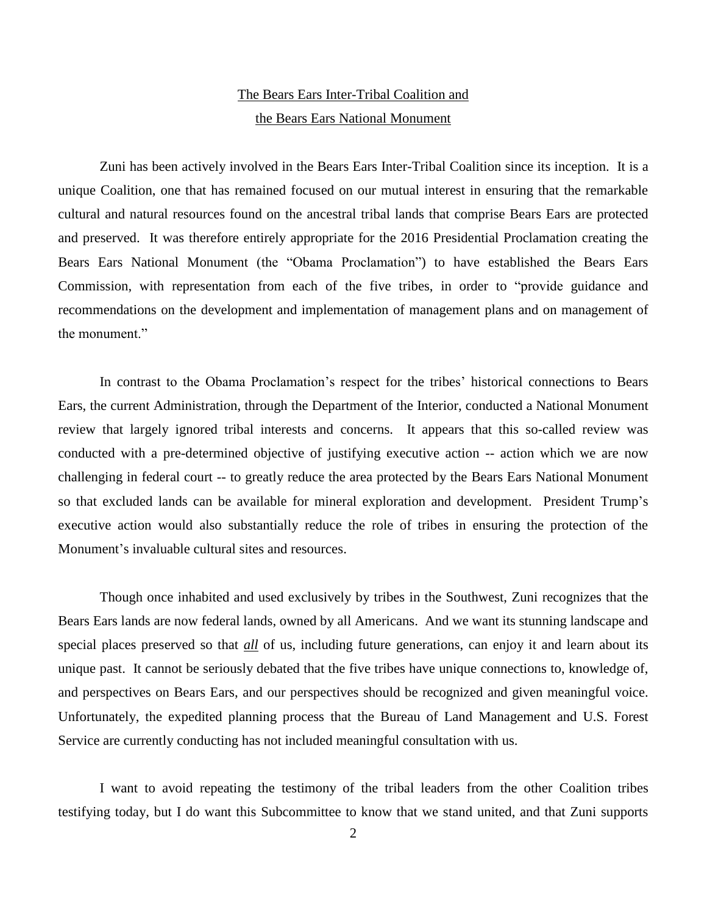## The Bears Ears Inter-Tribal Coalition and the Bears Ears National Monument

Zuni has been actively involved in the Bears Ears Inter-Tribal Coalition since its inception. It is a unique Coalition, one that has remained focused on our mutual interest in ensuring that the remarkable cultural and natural resources found on the ancestral tribal lands that comprise Bears Ears are protected and preserved. It was therefore entirely appropriate for the 2016 Presidential Proclamation creating the Bears Ears National Monument (the "Obama Proclamation") to have established the Bears Ears Commission, with representation from each of the five tribes, in order to "provide guidance and recommendations on the development and implementation of management plans and on management of the monument."

In contrast to the Obama Proclamation's respect for the tribes' historical connections to Bears Ears, the current Administration, through the Department of the Interior, conducted a National Monument review that largely ignored tribal interests and concerns. It appears that this so-called review was conducted with a pre-determined objective of justifying executive action -- action which we are now challenging in federal court -- to greatly reduce the area protected by the Bears Ears National Monument so that excluded lands can be available for mineral exploration and development. President Trump's executive action would also substantially reduce the role of tribes in ensuring the protection of the Monument's invaluable cultural sites and resources.

Though once inhabited and used exclusively by tribes in the Southwest, Zuni recognizes that the Bears Ears lands are now federal lands, owned by all Americans. And we want its stunning landscape and special places preserved so that ***all*** of us, including future generations, can enjoy it and learn about its unique past. It cannot be seriously debated that the five tribes have unique connections to, knowledge of, and perspectives on Bears Ears, and our perspectives should be recognized and given meaningful voice. Unfortunately, the expedited planning process that the Bureau of Land Management and U.S. Forest Service are currently conducting has not included meaningful consultation with us.

I want to avoid repeating the testimony of the tribal leaders from the other Coalition tribes testifying today, but I do want this Subcommittee to know that we stand united, and that Zuni supports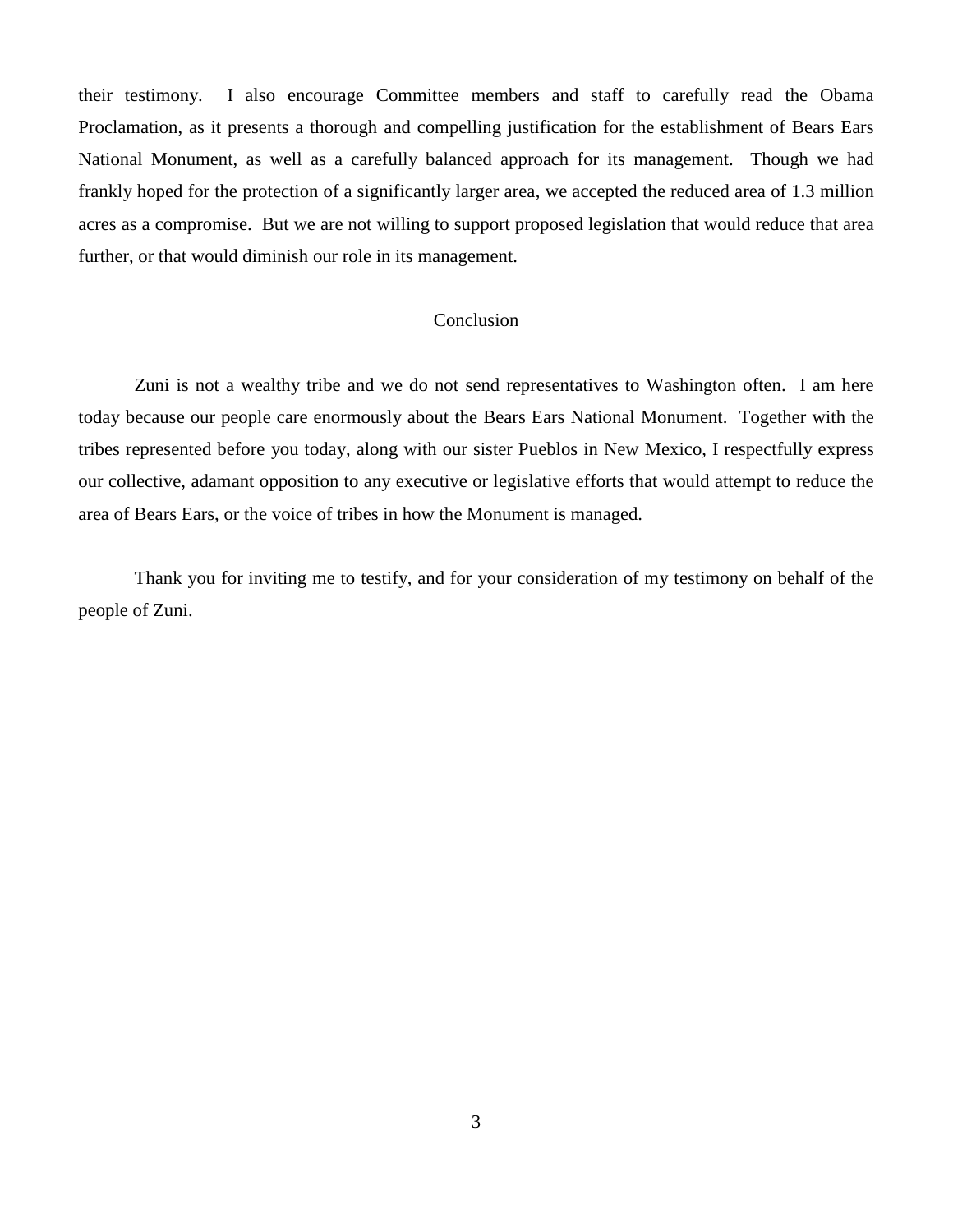their testimony. I also encourage Committee members and staff to carefully read the Obama Proclamation, as it presents a thorough and compelling justification for the establishment of Bears Ears National Monument, as well as a carefully balanced approach for its management. Though we had frankly hoped for the protection of a significantly larger area, we accepted the reduced area of 1.3 million acres as a compromise. But we are not willing to support proposed legislation that would reduce that area further, or that would diminish our role in its management.

## Conclusion

Zuni is not a wealthy tribe and we do not send representatives to Washington often. I am here today because our people care enormously about the Bears Ears National Monument. Together with the tribes represented before you today, along with our sister Pueblos in New Mexico, I respectfully express our collective, adamant opposition to any executive or legislative efforts that would attempt to reduce the area of Bears Ears, or the voice of tribes in how the Monument is managed.

Thank you for inviting me to testify, and for your consideration of my testimony on behalf of the people of Zuni.